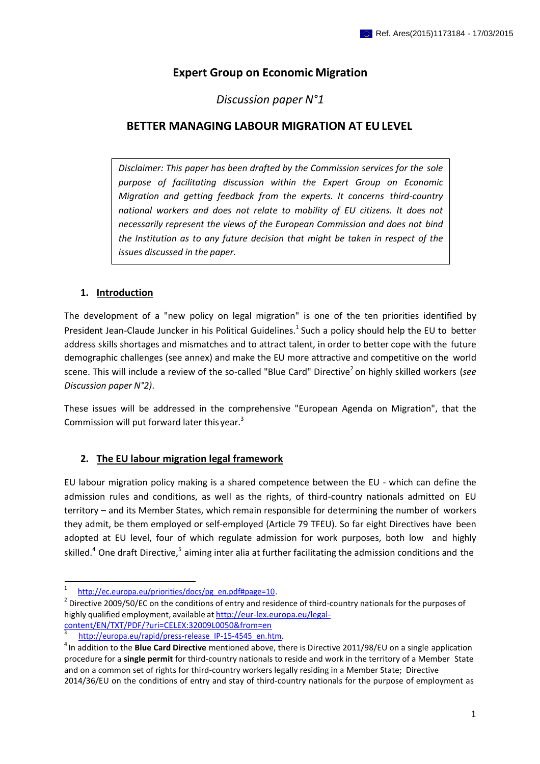Ref. Ares(2015)1173184 - 17/03/2015

# Expert Group on Economic Migration

*Discussion paper N°1*

## BETTER MANAGING LABOUR MIGRATION AT EU LEVEL

> *Disclaimer: This paper has been drafted by the Commission services for the sole purpose of facilitating discussion within the Expert Group on Economic Migration and getting feedback from the experts. It concerns third-country national workers and does not relate to mobility of EU citizens. It does not necessarily represent the views of the European Commission and does not bind the Institution as to any future decision that might be taken in respect of the issues discussed in the paper.*

### 1. Introduction

The development of a "new policy on legal migration" is one of the ten priorities identified by President Jean-Claude Juncker in his Political Guidelines.[1] Such a policy should help the EU to better address skills shortages and mismatches and to attract talent, in order to better cope with the future demographic challenges (see annex) and make the EU more attractive and competitive on the world scene. This will include a review of the so-called "Blue Card" Directive[2] on highly skilled workers (*see Discussion paper N°2)*.

These issues will be addressed in the comprehensive "European Agenda on Migration", that the Commission will put forward later this year.[3]

### 2. The EU labour migration legal framework

EU labour migration policy making is a shared competence between the EU - which can define the admission rules and conditions, as well as the rights, of third-country nationals admitted on EU territory – and its Member States, which remain responsible for determining the number of workers they admit, be them employed or self-employed (Article 79 TFEU). So far eight Directives have been adopted at EU level, four of which regulate admission for work purposes, both low and highly skilled.[4] One draft Directive,[5] aiming inter alia at further facilitating the admission conditions and the

---

[1] http://ec.europa.eu/priorities/docs/pg_en.pdf#page=10.

[2] Directive 2009/50/EC on the conditions of entry and residence of third-country nationals for the purposes of highly qualified employment, available at http://eur-lex.europa.eu/legal-content/EN/TXT/PDF/?uri=CELEX:32009L0050&from=en

[3] http://europa.eu/rapid/press-release_IP-15-4545_en.htm.

[4] In addition to the **Blue Card Directive** mentioned above, there is Directive 2011/98/EU on a single application procedure for a **single permit** for third-country nationals to reside and work in the territory of a Member State and on a common set of rights for third-country workers legally residing in a Member State; Directive 2014/36/EU on the conditions of entry and stay of third-country nationals for the purpose of employment as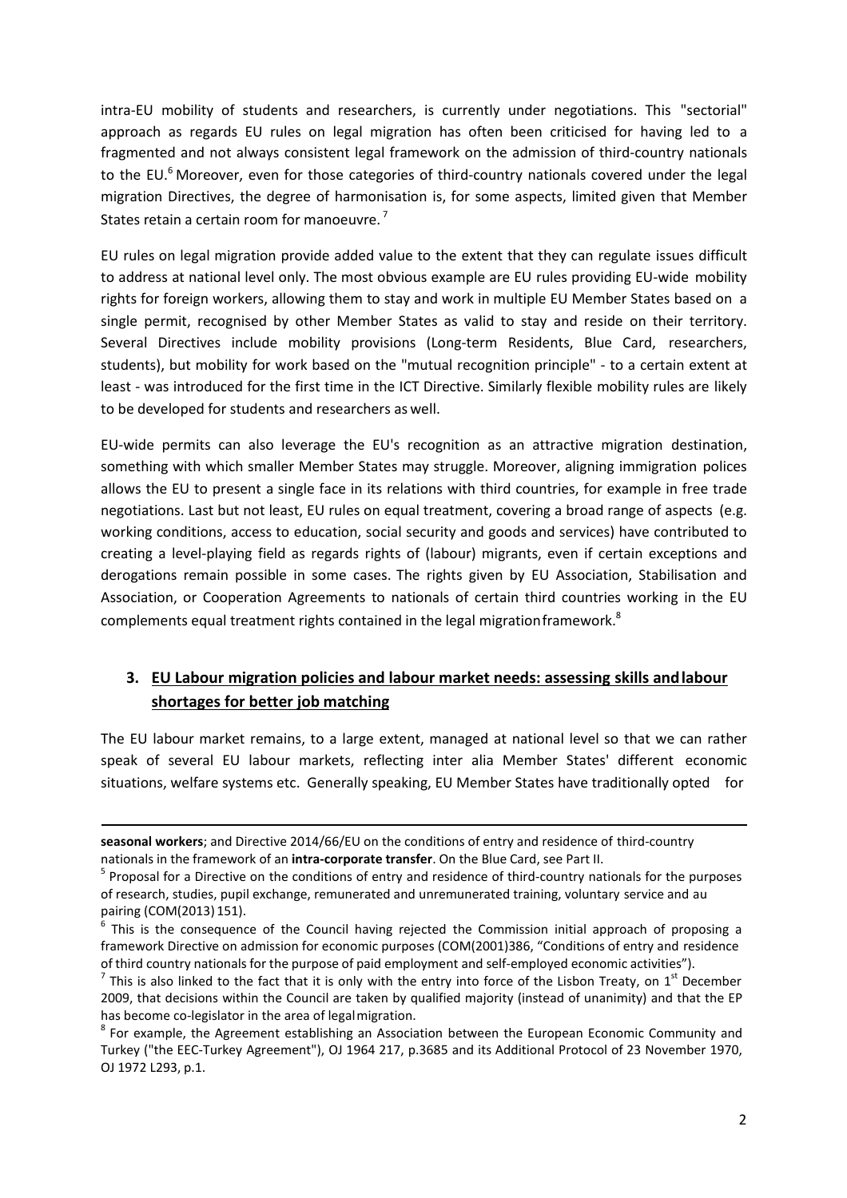intra-EU mobility of students and researchers, is currently under negotiations. This "sectorial" approach as regards EU rules on legal migration has often been criticised for having led to a fragmented and not always consistent legal framework on the admission of third-country nationals to the EU.[6] Moreover, even for those categories of third-country nationals covered under the legal migration Directives, the degree of harmonisation is, for some aspects, limited given that Member States retain a certain room for manoeuvre.[7]

EU rules on legal migration provide added value to the extent that they can regulate issues difficult to address at national level only. The most obvious example are EU rules providing EU-wide mobility rights for foreign workers, allowing them to stay and work in multiple EU Member States based on a single permit, recognised by other Member States as valid to stay and reside on their territory. Several Directives include mobility provisions (Long-term Residents, Blue Card, researchers, students), but mobility for work based on the "mutual recognition principle" - to a certain extent at least - was introduced for the first time in the ICT Directive. Similarly flexible mobility rules are likely to be developed for students and researchers as well.

EU-wide permits can also leverage the EU's recognition as an attractive migration destination, something with which smaller Member States may struggle. Moreover, aligning immigration polices allows the EU to present a single face in its relations with third countries, for example in free trade negotiations. Last but not least, EU rules on equal treatment, covering a broad range of aspects (e.g. working conditions, access to education, social security and goods and services) have contributed to creating a level-playing field as regards rights of (labour) migrants, even if certain exceptions and derogations remain possible in some cases. The rights given by EU Association, Stabilisation and Association, or Cooperation Agreements to nationals of certain third countries working in the EU complements equal treatment rights contained in the legal migration framework.[8]

## 3. EU Labour migration policies and labour market needs: assessing skills and labour shortages for better job matching

The EU labour market remains, to a large extent, managed at national level so that we can rather speak of several EU labour markets, reflecting inter alia Member States' different economic situations, welfare systems etc. Generally speaking, EU Member States have traditionally opted for

---

**seasonal workers**; and Directive 2014/66/EU on the conditions of entry and residence of third-country nationals in the framework of an **intra-corporate transfer**. On the Blue Card, see Part II.

[5] Proposal for a Directive on the conditions of entry and residence of third-country nationals for the purposes of research, studies, pupil exchange, remunerated and unremunerated training, voluntary service and au pairing (COM(2013) 151).

[6] This is the consequence of the Council having rejected the Commission initial approach of proposing a framework Directive on admission for economic purposes (COM(2001)386, "Conditions of entry and residence of third country nationals for the purpose of paid employment and self-employed economic activities").

[7] This is also linked to the fact that it is only with the entry into force of the Lisbon Treaty, on 1st December 2009, that decisions within the Council are taken by qualified majority (instead of unanimity) and that the EP has become co-legislator in the area of legal migration.

[8] For example, the Agreement establishing an Association between the European Economic Community and Turkey ("the EEC-Turkey Agreement"), OJ 1964 217, p.3685 and its Additional Protocol of 23 November 1970, OJ 1972 L293, p.1.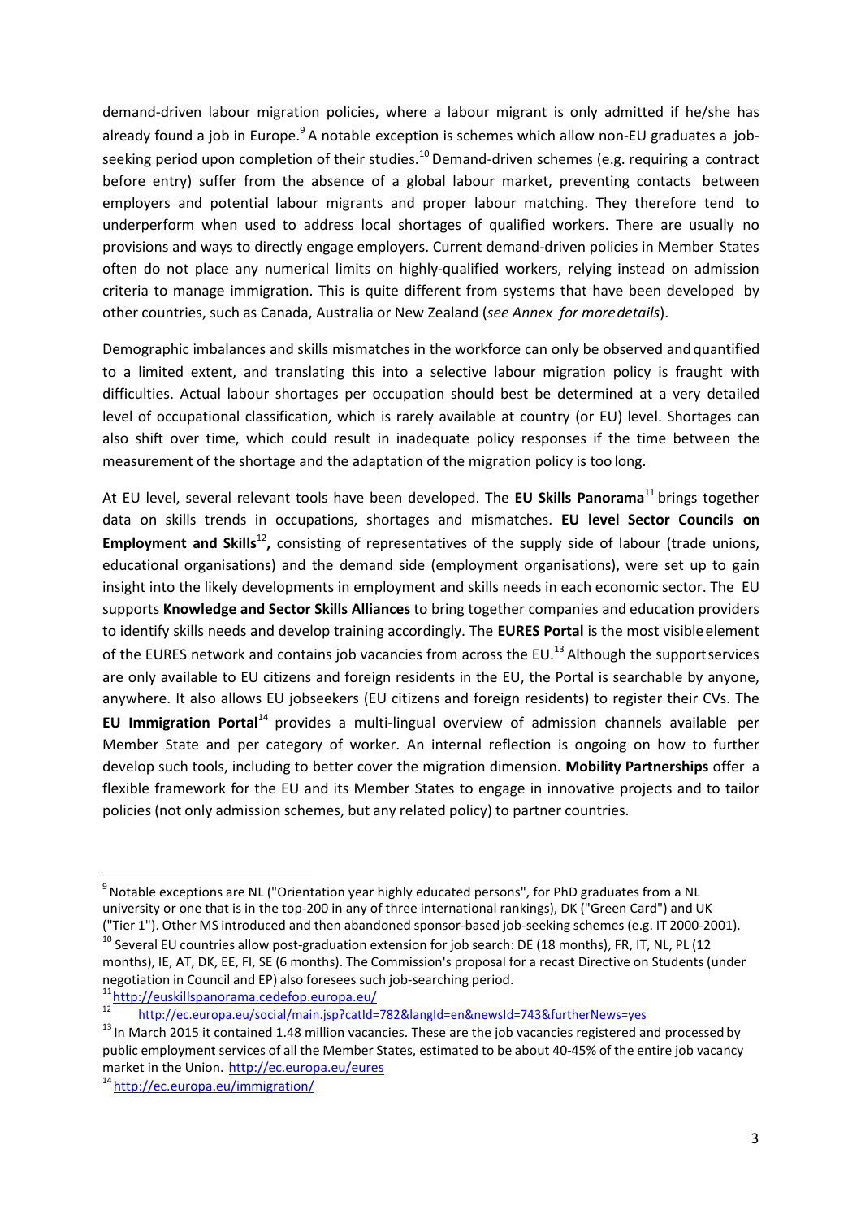demand-driven labour migration policies, where a labour migrant is only admitted if he/she has already found a job in Europe.[9] A notable exception is schemes which allow non-EU graduates a job-seeking period upon completion of their studies.[10] Demand-driven schemes (e.g. requiring a contract before entry) suffer from the absence of a global labour market, preventing contacts between employers and potential labour migrants and proper labour matching. They therefore tend to underperform when used to address local shortages of qualified workers. There are usually no provisions and ways to directly engage employers. Current demand-driven policies in Member States often do not place any numerical limits on highly-qualified workers, relying instead on admission criteria to manage immigration. This is quite different from systems that have been developed by other countries, such as Canada, Australia or New Zealand (*see Annex for more details*).

Demographic imbalances and skills mismatches in the workforce can only be observed and quantified to a limited extent, and translating this into a selective labour migration policy is fraught with difficulties. Actual labour shortages per occupation should best be determined at a very detailed level of occupational classification, which is rarely available at country (or EU) level. Shortages can also shift over time, which could result in inadequate policy responses if the time between the measurement of the shortage and the adaptation of the migration policy is too long.

At EU level, several relevant tools have been developed. The **EU Skills Panorama**[11] brings together data on skills trends in occupations, shortages and mismatches. **EU level Sector Councils on Employment and Skills**[12]**,** consisting of representatives of the supply side of labour (trade unions, educational organisations) and the demand side (employment organisations), were set up to gain insight into the likely developments in employment and skills needs in each economic sector. The EU supports **Knowledge and Sector Skills Alliances** to bring together companies and education providers to identify skills needs and develop training accordingly. The **EURES Portal** is the most visible element of the EURES network and contains job vacancies from across the EU.[13] Although the support services are only available to EU citizens and foreign residents in the EU, the Portal is searchable by anyone, anywhere. It also allows EU jobseekers (EU citizens and foreign residents) to register their CVs. The **EU Immigration Portal**[14] provides a multi-lingual overview of admission channels available per Member State and per category of worker. An internal reflection is ongoing on how to further develop such tools, including to better cover the migration dimension. **Mobility Partnerships** offer a flexible framework for the EU and its Member States to engage in innovative projects and to tailor policies (not only admission schemes, but any related policy) to partner countries.

---

[9] Notable exceptions are NL ("Orientation year highly educated persons", for PhD graduates from a NL university or one that is in the top-200 in any of three international rankings), DK ("Green Card") and UK ("Tier 1"). Other MS introduced and then abandoned sponsor-based job-seeking schemes (e.g. IT 2000-2001).

[10] Several EU countries allow post-graduation extension for job search: DE (18 months), FR, IT, NL, PL (12 months), IE, AT, DK, EE, FI, SE (6 months). The Commission's proposal for a recast Directive on Students (under negotiation in Council and EP) also foresees such job-searching period.

[11] http://euskillspanorama.cedefop.europa.eu/

[12] http://ec.europa.eu/social/main.jsp?catId=782&langId=en&newsId=743&furtherNews=yes

[13] In March 2015 it contained 1.48 million vacancies. These are the job vacancies registered and processed by public employment services of all the Member States, estimated to be about 40-45% of the entire job vacancy market in the Union. http://ec.europa.eu/eures

[14] http://ec.europa.eu/immigration/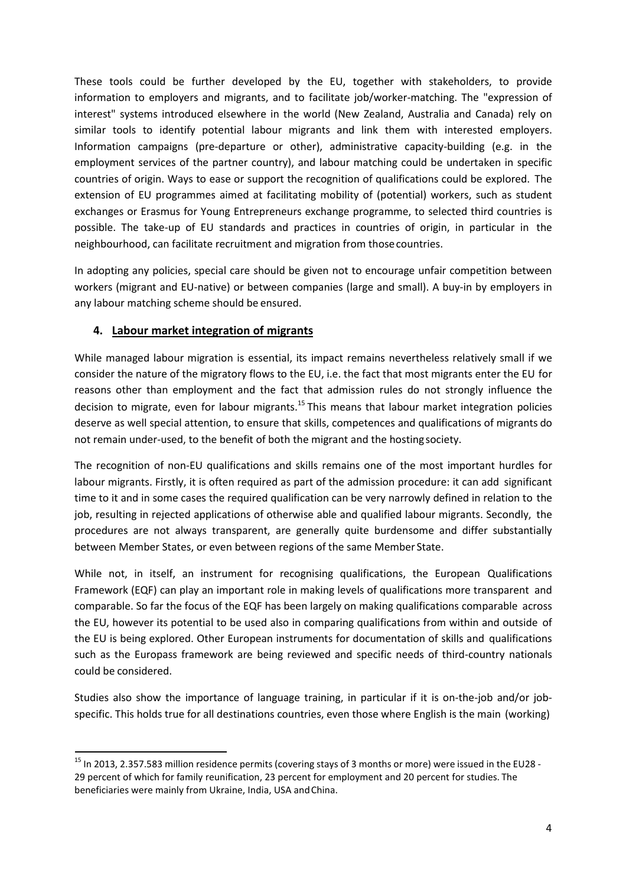These tools could be further developed by the EU, together with stakeholders, to provide information to employers and migrants, and to facilitate job/worker-matching. The "expression of interest" systems introduced elsewhere in the world (New Zealand, Australia and Canada) rely on similar tools to identify potential labour migrants and link them with interested employers. Information campaigns (pre-departure or other), administrative capacity-building (e.g. in the employment services of the partner country), and labour matching could be undertaken in specific countries of origin. Ways to ease or support the recognition of qualifications could be explored. The extension of EU programmes aimed at facilitating mobility of (potential) workers, such as student exchanges or Erasmus for Young Entrepreneurs exchange programme, to selected third countries is possible. The take-up of EU standards and practices in countries of origin, in particular in the neighbourhood, can facilitate recruitment and migration from those countries.

In adopting any policies, special care should be given not to encourage unfair competition between workers (migrant and EU-native) or between companies (large and small). A buy-in by employers in any labour matching scheme should be ensured.

## 4. Labour market integration of migrants

While managed labour migration is essential, its impact remains nevertheless relatively small if we consider the nature of the migratory flows to the EU, i.e. the fact that most migrants enter the EU for reasons other than employment and the fact that admission rules do not strongly influence the decision to migrate, even for labour migrants.[15] This means that labour market integration policies deserve as well special attention, to ensure that skills, competences and qualifications of migrants do not remain under-used, to the benefit of both the migrant and the hosting society.

The recognition of non-EU qualifications and skills remains one of the most important hurdles for labour migrants. Firstly, it is often required as part of the admission procedure: it can add significant time to it and in some cases the required qualification can be very narrowly defined in relation to the job, resulting in rejected applications of otherwise able and qualified labour migrants. Secondly, the procedures are not always transparent, are generally quite burdensome and differ substantially between Member States, or even between regions of the same Member State.

While not, in itself, an instrument for recognising qualifications, the European Qualifications Framework (EQF) can play an important role in making levels of qualifications more transparent and comparable. So far the focus of the EQF has been largely on making qualifications comparable across the EU, however its potential to be used also in comparing qualifications from within and outside of the EU is being explored. Other European instruments for documentation of skills and qualifications such as the Europass framework are being reviewed and specific needs of third-country nationals could be considered.

Studies also show the importance of language training, in particular if it is on-the-job and/or job-specific. This holds true for all destinations countries, even those where English is the main (working)

---

[15] In 2013, 2.357.583 million residence permits (covering stays of 3 months or more) were issued in the EU28 - 29 percent of which for family reunification, 23 percent for employment and 20 percent for studies. The beneficiaries were mainly from Ukraine, India, USA and China.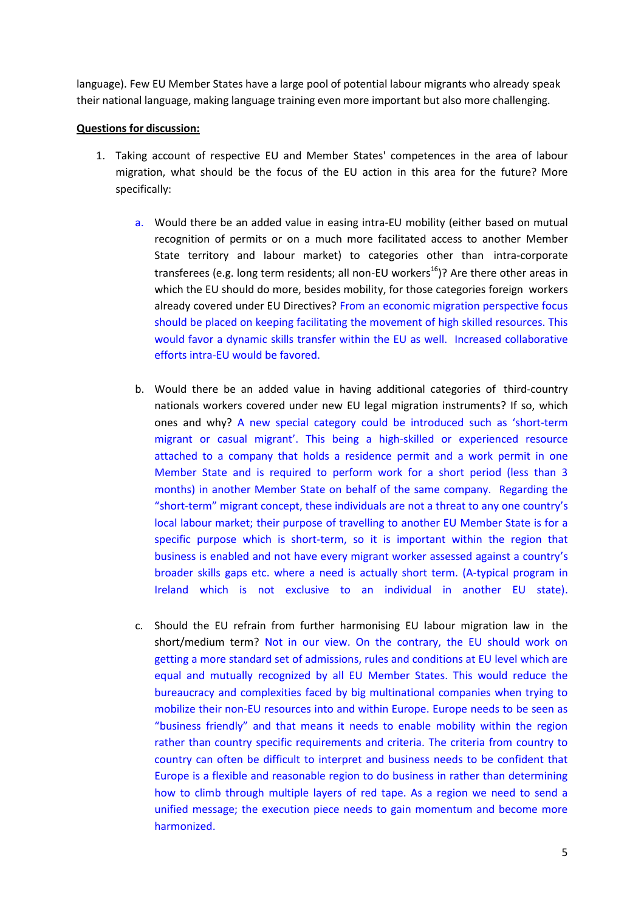language). Few EU Member States have a large pool of potential labour migrants who already speak their national language, making language training even more important but also more challenging.

**Questions for discussion:**

1. Taking account of respective EU and Member States' competences in the area of labour migration, what should be the focus of the EU action in this area for the future? More specifically:

    a. Would there be an added value in easing intra-EU mobility (either based on mutual recognition of permits or on a much more facilitated access to another Member State territory and labour market) to categories other than intra-corporate transferees (e.g. long term residents; all non-EU workers[16])? Are there other areas in which the EU should do more, besides mobility, for those categories foreign workers already covered under EU Directives? From an economic migration perspective focus should be placed on keeping facilitating the movement of high skilled resources. This would favor a dynamic skills transfer within the EU as well. Increased collaborative efforts intra-EU would be favored.

    b. Would there be an added value in having additional categories of third-country nationals workers covered under new EU legal migration instruments? If so, which ones and why? A new special category could be introduced such as 'short-term migrant or casual migrant'. This being a high-skilled or experienced resource attached to a company that holds a residence permit and a work permit in one Member State and is required to perform work for a short period (less than 3 months) in another Member State on behalf of the same company. Regarding the "short-term" migrant concept, these individuals are not a threat to any one country's local labour market; their purpose of travelling to another EU Member State is for a specific purpose which is short-term, so it is important within the region that business is enabled and not have every migrant worker assessed against a country's broader skills gaps etc. where a need is actually short term. (A-typical program in Ireland which is not exclusive to an individual in another EU state).

    c. Should the EU refrain from further harmonising EU labour migration law in the short/medium term? Not in our view. On the contrary, the EU should work on getting a more standard set of admissions, rules and conditions at EU level which are equal and mutually recognized by all EU Member States. This would reduce the bureaucracy and complexities faced by big multinational companies when trying to mobilize their non-EU resources into and within Europe. Europe needs to be seen as "business friendly" and that means it needs to enable mobility within the region rather than country specific requirements and criteria. The criteria from country to country can often be difficult to interpret and business needs to be confident that Europe is a flexible and reasonable region to do business in rather than determining how to climb through multiple layers of red tape. As a region we need to send a unified message; the execution piece needs to gain momentum and become more harmonized.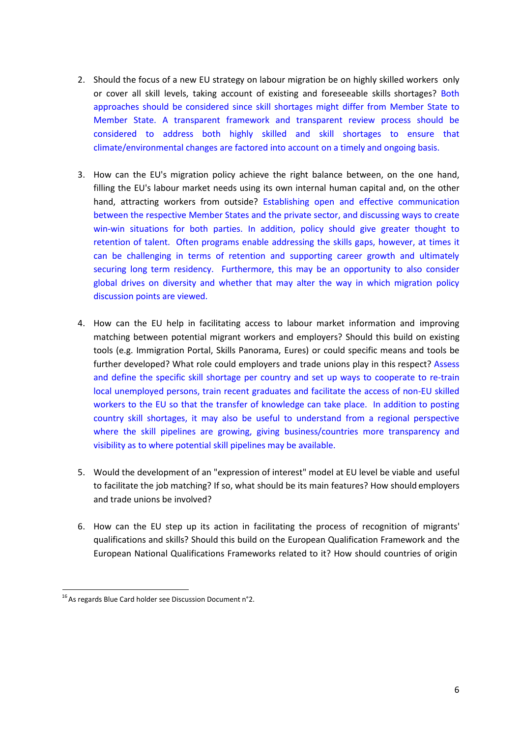2. Should the focus of a new EU strategy on labour migration be on highly skilled workers only or cover all skill levels, taking account of existing and foreseeable skills shortages? Both approaches should be considered since skill shortages might differ from Member State to Member State. A transparent framework and transparent review process should be considered to address both highly skilled and skill shortages to ensure that climate/environmental changes are factored into account on a timely and ongoing basis.

3. How can the EU's migration policy achieve the right balance between, on the one hand, filling the EU's labour market needs using its own internal human capital and, on the other hand, attracting workers from outside? Establishing open and effective communication between the respective Member States and the private sector, and discussing ways to create win-win situations for both parties. In addition, policy should give greater thought to retention of talent. Often programs enable addressing the skills gaps, however, at times it can be challenging in terms of retention and supporting career growth and ultimately securing long term residency. Furthermore, this may be an opportunity to also consider global drives on diversity and whether that may alter the way in which migration policy discussion points are viewed.

4. How can the EU help in facilitating access to labour market information and improving matching between potential migrant workers and employers? Should this build on existing tools (e.g. Immigration Portal, Skills Panorama, Eures) or could specific means and tools be further developed? What role could employers and trade unions play in this respect? Assess and define the specific skill shortage per country and set up ways to cooperate to re-train local unemployed persons, train recent graduates and facilitate the access of non-EU skilled workers to the EU so that the transfer of knowledge can take place. In addition to posting country skill shortages, it may also be useful to understand from a regional perspective where the skill pipelines are growing, giving business/countries more transparency and visibility as to where potential skill pipelines may be available.

5. Would the development of an "expression of interest" model at EU level be viable and useful to facilitate the job matching? If so, what should be its main features? How should employers and trade unions be involved?

6. How can the EU step up its action in facilitating the process of recognition of migrants' qualifications and skills? Should this build on the European Qualification Framework and the European National Qualifications Frameworks related to it? How should countries of origin

[16] As regards Blue Card holder see Discussion Document n°2.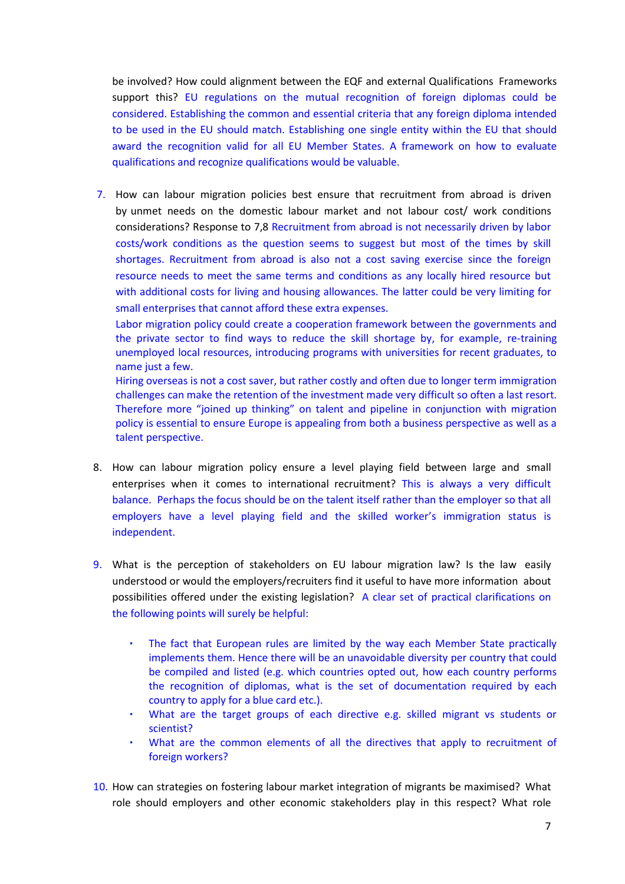be involved? How could alignment between the EQF and external Qualifications Frameworks support this? EU regulations on the mutual recognition of foreign diplomas could be considered. Establishing the common and essential criteria that any foreign diploma intended to be used in the EU should match. Establishing one single entity within the EU that should award the recognition valid for all EU Member States. A framework on how to evaluate qualifications and recognize qualifications would be valuable.

7. How can labour migration policies best ensure that recruitment from abroad is driven by unmet needs on the domestic labour market and not labour cost/ work conditions considerations? Response to 7,8 Recruitment from abroad is not necessarily driven by labor costs/work conditions as the question seems to suggest but most of the times by skill shortages. Recruitment from abroad is also not a cost saving exercise since the foreign resource needs to meet the same terms and conditions as any locally hired resource but with additional costs for living and housing allowances. The latter could be very limiting for small enterprises that cannot afford these extra expenses.

   Labor migration policy could create a cooperation framework between the governments and the private sector to find ways to reduce the skill shortage by, for example, re-training unemployed local resources, introducing programs with universities for recent graduates, to name just a few.

   Hiring overseas is not a cost saver, but rather costly and often due to longer term immigration challenges can make the retention of the investment made very difficult so often a last resort. Therefore more "joined up thinking" on talent and pipeline in conjunction with migration policy is essential to ensure Europe is appealing from both a business perspective as well as a talent perspective.

8. How can labour migration policy ensure a level playing field between large and small enterprises when it comes to international recruitment? This is always a very difficult balance. Perhaps the focus should be on the talent itself rather than the employer so that all employers have a level playing field and the skilled worker's immigration status is independent.

9. What is the perception of stakeholders on EU labour migration law? Is the law easily understood or would the employers/recruiters find it useful to have more information about possibilities offered under the existing legislation? A clear set of practical clarifications on the following points will surely be helpful:

   - The fact that European rules are limited by the way each Member State practically implements them. Hence there will be an unavoidable diversity per country that could be compiled and listed (e.g. which countries opted out, how each country performs the recognition of diplomas, what is the set of documentation required by each country to apply for a blue card etc.).
   - What are the target groups of each directive e.g. skilled migrant vs students or scientist?
   - What are the common elements of all the directives that apply to recruitment of foreign workers?

10. How can strategies on fostering labour market integration of migrants be maximised? What role should employers and other economic stakeholders play in this respect? What role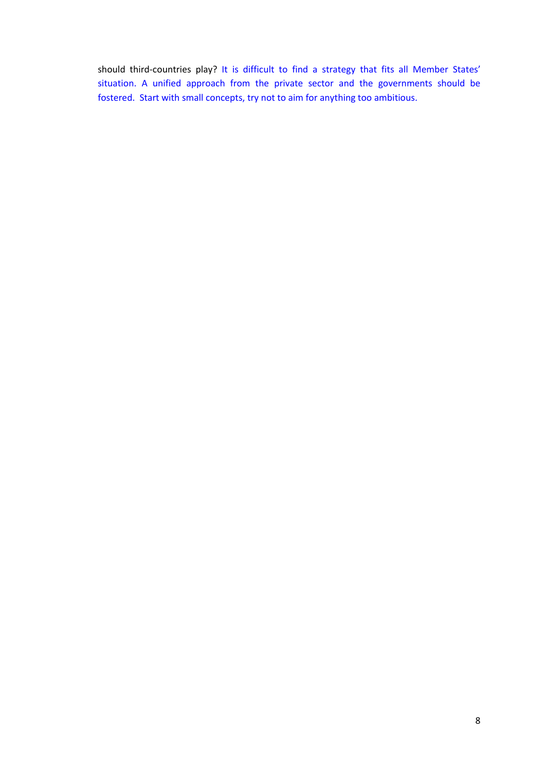should third-countries play? It is difficult to find a strategy that fits all Member States' situation. A unified approach from the private sector and the governments should be fostered. Start with small concepts, try not to aim for anything too ambitious.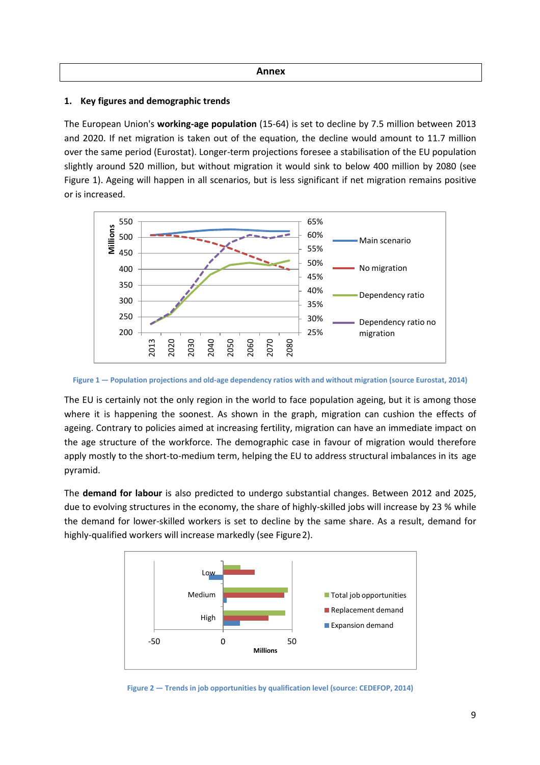**Annex**

## 1. Key figures and demographic trends

The European Union's **working-age population** (15-64) is set to decline by 7.5 million between 2013 and 2020. If net migration is taken out of the equation, the decline would amount to 11.7 million over the same period (Eurostat). Longer-term projections foresee a stabilisation of the EU population slightly around 520 million, but without migration it would sink to below 400 million by 2080 (see Figure 1). Ageing will happen in all scenarios, but is less significant if net migration remains positive or is increased.

Figure 1 — Population projections and old-age dependency ratios with and without migration (source Eurostat, 2014)

The EU is certainly not the only region in the world to face population ageing, but it is among those where it is happening the soonest. As shown in the graph, migration can cushion the effects of ageing. Contrary to policies aimed at increasing fertility, migration can have an immediate impact on the age structure of the workforce. The demographic case in favour of migration would therefore apply mostly to the short-to-medium term, helping the EU to address structural imbalances in its age pyramid.

The **demand for labour** is also predicted to undergo substantial changes. Between 2012 and 2025, due to evolving structures in the economy, the share of highly-skilled jobs will increase by 23 % while the demand for lower-skilled workers is set to decline by the same share. As a result, demand for highly-qualified workers will increase markedly (see Figure 2).

Figure 2 — Trends in job opportunities by qualification level (source: CEDEFOP, 2014)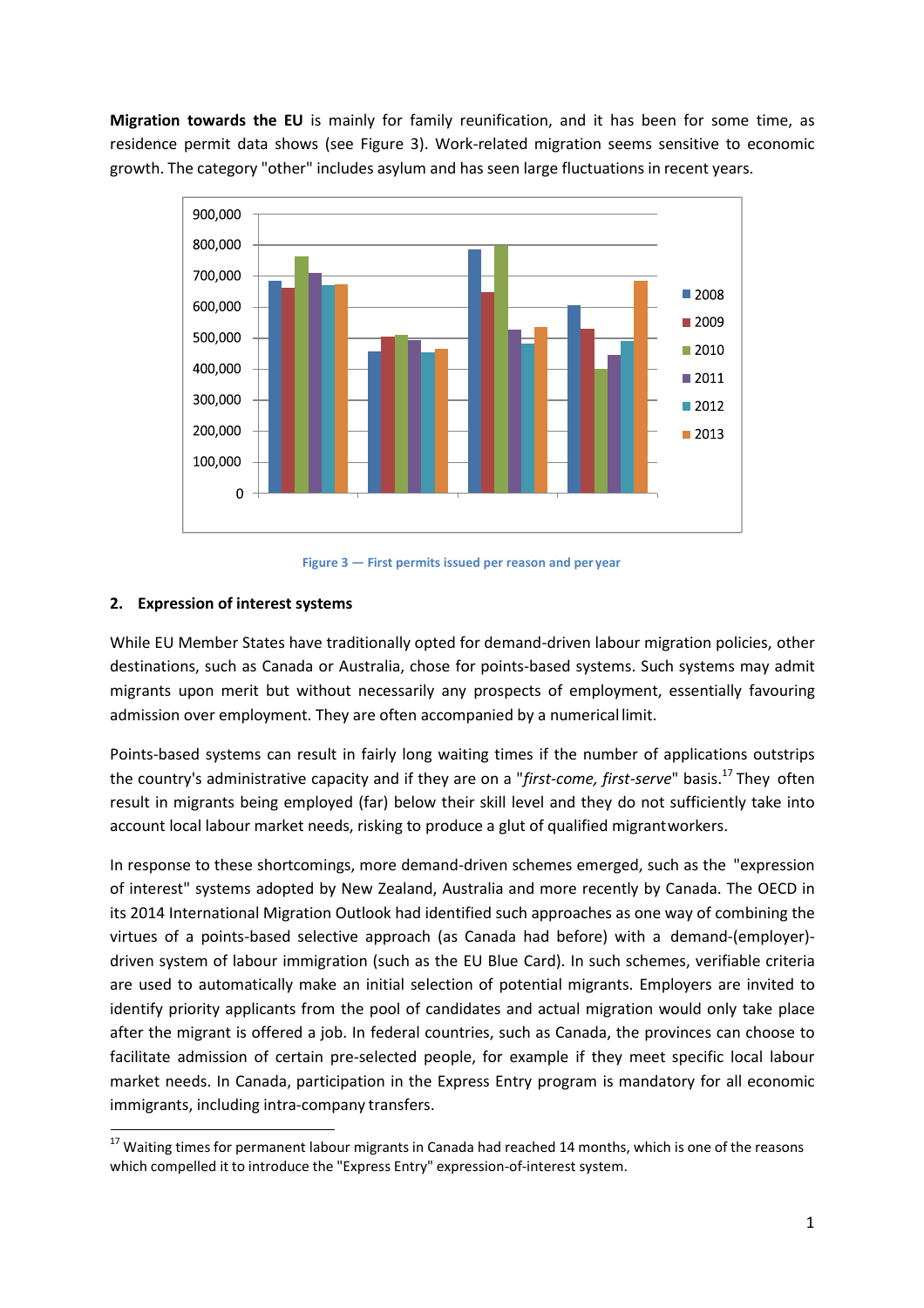**Migration towards the EU** is mainly for family reunification, and it has been for some time, as residence permit data shows (see Figure 3). Work-related migration seems sensitive to economic growth. The category "other" includes asylum and has seen large fluctuations in recent years.

900,000
800,000
700,000
600,000
500,000
400,000
300,000
200,000
100,000
0

2008
2009
2010
2011
2012
2013

Figure 3 — First permits issued per reason and per year

## 2. Expression of interest systems

While EU Member States have traditionally opted for demand-driven labour migration policies, other destinations, such as Canada or Australia, chose for points-based systems. Such systems may admit migrants upon merit but without necessarily any prospects of employment, essentially favouring admission over employment. They are often accompanied by a numerical limit.

Points-based systems can result in fairly long waiting times if the number of applications outstrips the country's administrative capacity and if they are on a "*first-come, first-serve*" basis.[17] They often result in migrants being employed (far) below their skill level and they do not sufficiently take into account local labour market needs, risking to produce a glut of qualified migrant workers.

In response to these shortcomings, more demand-driven schemes emerged, such as the "expression of interest" systems adopted by New Zealand, Australia and more recently by Canada. The OECD in its 2014 International Migration Outlook had identified such approaches as one way of combining the virtues of a points-based selective approach (as Canada had before) with a demand-(employer)-driven system of labour immigration (such as the EU Blue Card). In such schemes, verifiable criteria are used to automatically make an initial selection of potential migrants. Employers are invited to identify priority applicants from the pool of candidates and actual migration would only take place after the migrant is offered a job. In federal countries, such as Canada, the provinces can choose to facilitate admission of certain pre-selected people, for example if they meet specific local labour market needs. In Canada, participation in the Express Entry program is mandatory for all economic immigrants, including intra-company transfers.

[17] Waiting times for permanent labour migrants in Canada had reached 14 months, which is one of the reasons which compelled it to introduce the "Express Entry" expression-of-interest system.